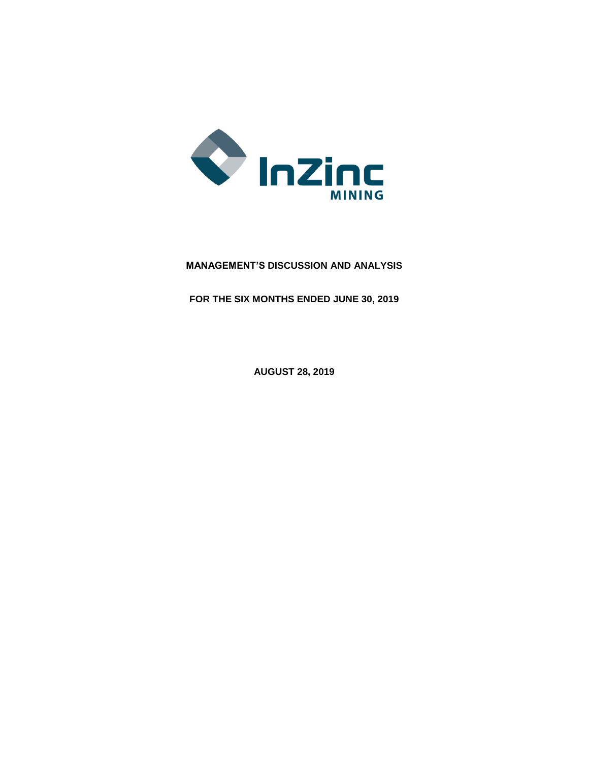InZinc
MINING

**MANAGEMENT'S DISCUSSION AND ANALYSIS**

**FOR THE SIX MONTHS ENDED JUNE 30, 2019**

**AUGUST 28, 2019**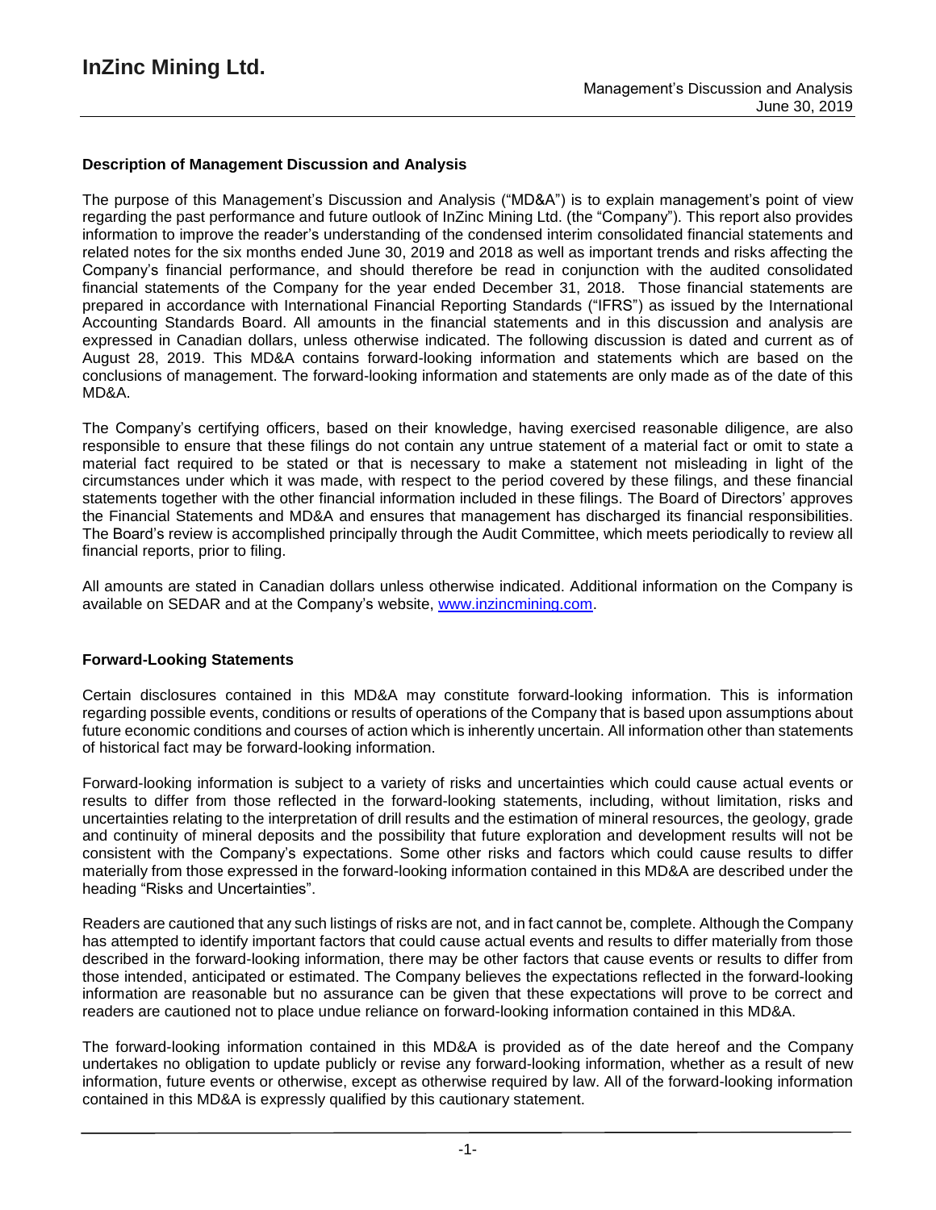## Description of Management Discussion and Analysis

The purpose of this Management's Discussion and Analysis ("MD&A") is to explain management's point of view regarding the past performance and future outlook of InZinc Mining Ltd. (the "Company"). This report also provides information to improve the reader's understanding of the condensed interim consolidated financial statements and related notes for the six months ended June 30, 2019 and 2018 as well as important trends and risks affecting the Company's financial performance, and should therefore be read in conjunction with the audited consolidated financial statements of the Company for the year ended December 31, 2018. Those financial statements are prepared in accordance with International Financial Reporting Standards ("IFRS") as issued by the International Accounting Standards Board. All amounts in the financial statements and in this discussion and analysis are expressed in Canadian dollars, unless otherwise indicated. The following discussion is dated and current as of August 28, 2019. This MD&A contains forward-looking information and statements which are based on the conclusions of management. The forward-looking information and statements are only made as of the date of this MD&A.

The Company's certifying officers, based on their knowledge, having exercised reasonable diligence, are also responsible to ensure that these filings do not contain any untrue statement of a material fact or omit to state a material fact required to be stated or that is necessary to make a statement not misleading in light of the circumstances under which it was made, with respect to the period covered by these filings, and these financial statements together with the other financial information included in these filings. The Board of Directors' approves the Financial Statements and MD&A and ensures that management has discharged its financial responsibilities. The Board's review is accomplished principally through the Audit Committee, which meets periodically to review all financial reports, prior to filing.

All amounts are stated in Canadian dollars unless otherwise indicated. Additional information on the Company is available on SEDAR and at the Company's website, www.inzincmining.com.

## Forward-Looking Statements

Certain disclosures contained in this MD&A may constitute forward-looking information. This is information regarding possible events, conditions or results of operations of the Company that is based upon assumptions about future economic conditions and courses of action which is inherently uncertain. All information other than statements of historical fact may be forward-looking information.

Forward-looking information is subject to a variety of risks and uncertainties which could cause actual events or results to differ from those reflected in the forward-looking statements, including, without limitation, risks and uncertainties relating to the interpretation of drill results and the estimation of mineral resources, the geology, grade and continuity of mineral deposits and the possibility that future exploration and development results will not be consistent with the Company's expectations. Some other risks and factors which could cause results to differ materially from those expressed in the forward-looking information contained in this MD&A are described under the heading "Risks and Uncertainties".

Readers are cautioned that any such listings of risks are not, and in fact cannot be, complete. Although the Company has attempted to identify important factors that could cause actual events and results to differ materially from those described in the forward-looking information, there may be other factors that cause events or results to differ from those intended, anticipated or estimated. The Company believes the expectations reflected in the forward-looking information are reasonable but no assurance can be given that these expectations will prove to be correct and readers are cautioned not to place undue reliance on forward-looking information contained in this MD&A.

The forward-looking information contained in this MD&A is provided as of the date hereof and the Company undertakes no obligation to update publicly or revise any forward-looking information, whether as a result of new information, future events or otherwise, except as otherwise required by law. All of the forward-looking information contained in this MD&A is expressly qualified by this cautionary statement.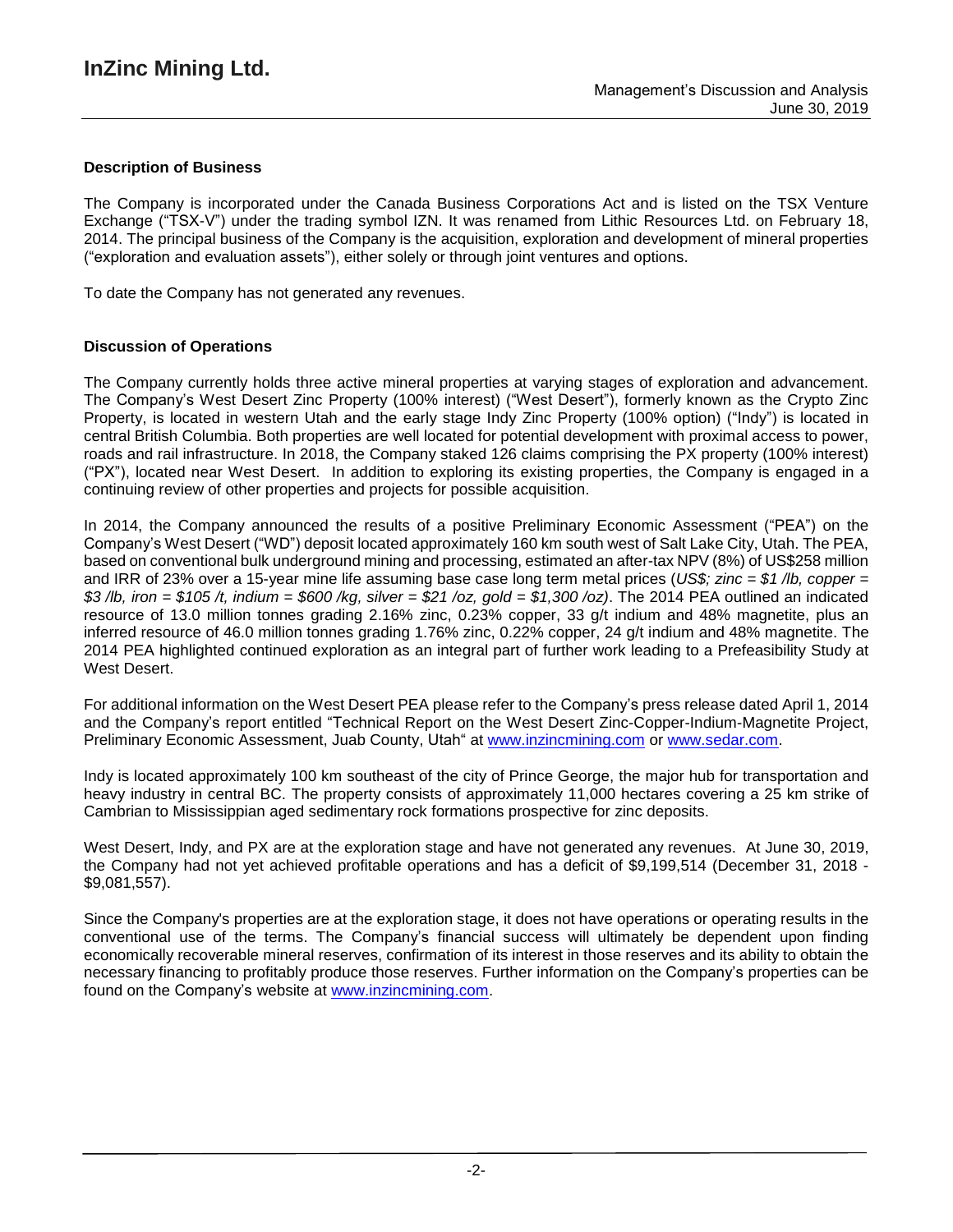## Description of Business

The Company is incorporated under the Canada Business Corporations Act and is listed on the TSX Venture Exchange ("TSX-V") under the trading symbol IZN. It was renamed from Lithic Resources Ltd. on February 18, 2014. The principal business of the Company is the acquisition, exploration and development of mineral properties ("exploration and evaluation assets"), either solely or through joint ventures and options.

To date the Company has not generated any revenues.

## Discussion of Operations

The Company currently holds three active mineral properties at varying stages of exploration and advancement. The Company's West Desert Zinc Property (100% interest) ("West Desert"), formerly known as the Crypto Zinc Property, is located in western Utah and the early stage Indy Zinc Property (100% option) ("Indy") is located in central British Columbia. Both properties are well located for potential development with proximal access to power, roads and rail infrastructure. In 2018, the Company staked 126 claims comprising the PX property (100% interest) ("PX"), located near West Desert. In addition to exploring its existing properties, the Company is engaged in a continuing review of other properties and projects for possible acquisition.

In 2014, the Company announced the results of a positive Preliminary Economic Assessment ("PEA") on the Company's West Desert ("WD") deposit located approximately 160 km south west of Salt Lake City, Utah. The PEA, based on conventional bulk underground mining and processing, estimated an after-tax NPV (8%) of US$258 million and IRR of 23% over a 15-year mine life assuming base case long term metal prices (*US$; zinc = $1 /lb, copper = $3 /lb, iron = $105 /t, indium = $600 /kg, silver = $21 /oz, gold = $1,300 /oz)*. The 2014 PEA outlined an indicated resource of 13.0 million tonnes grading 2.16% zinc, 0.23% copper, 33 g/t indium and 48% magnetite, plus an inferred resource of 46.0 million tonnes grading 1.76% zinc, 0.22% copper, 24 g/t indium and 48% magnetite. The 2014 PEA highlighted continued exploration as an integral part of further work leading to a Prefeasibility Study at West Desert.

For additional information on the West Desert PEA please refer to the Company's press release dated April 1, 2014 and the Company's report entitled "Technical Report on the West Desert Zinc-Copper-Indium-Magnetite Project, Preliminary Economic Assessment, Juab County, Utah" at www.inzincmining.com or www.sedar.com.

Indy is located approximately 100 km southeast of the city of Prince George, the major hub for transportation and heavy industry in central BC. The property consists of approximately 11,000 hectares covering a 25 km strike of Cambrian to Mississippian aged sedimentary rock formations prospective for zinc deposits.

West Desert, Indy, and PX are at the exploration stage and have not generated any revenues. At June 30, 2019, the Company had not yet achieved profitable operations and has a deficit of $9,199,514 (December 31, 2018 - $9,081,557).

Since the Company's properties are at the exploration stage, it does not have operations or operating results in the conventional use of the terms. The Company's financial success will ultimately be dependent upon finding economically recoverable mineral reserves, confirmation of its interest in those reserves and its ability to obtain the necessary financing to profitably produce those reserves. Further information on the Company's properties can be found on the Company's website at www.inzincmining.com.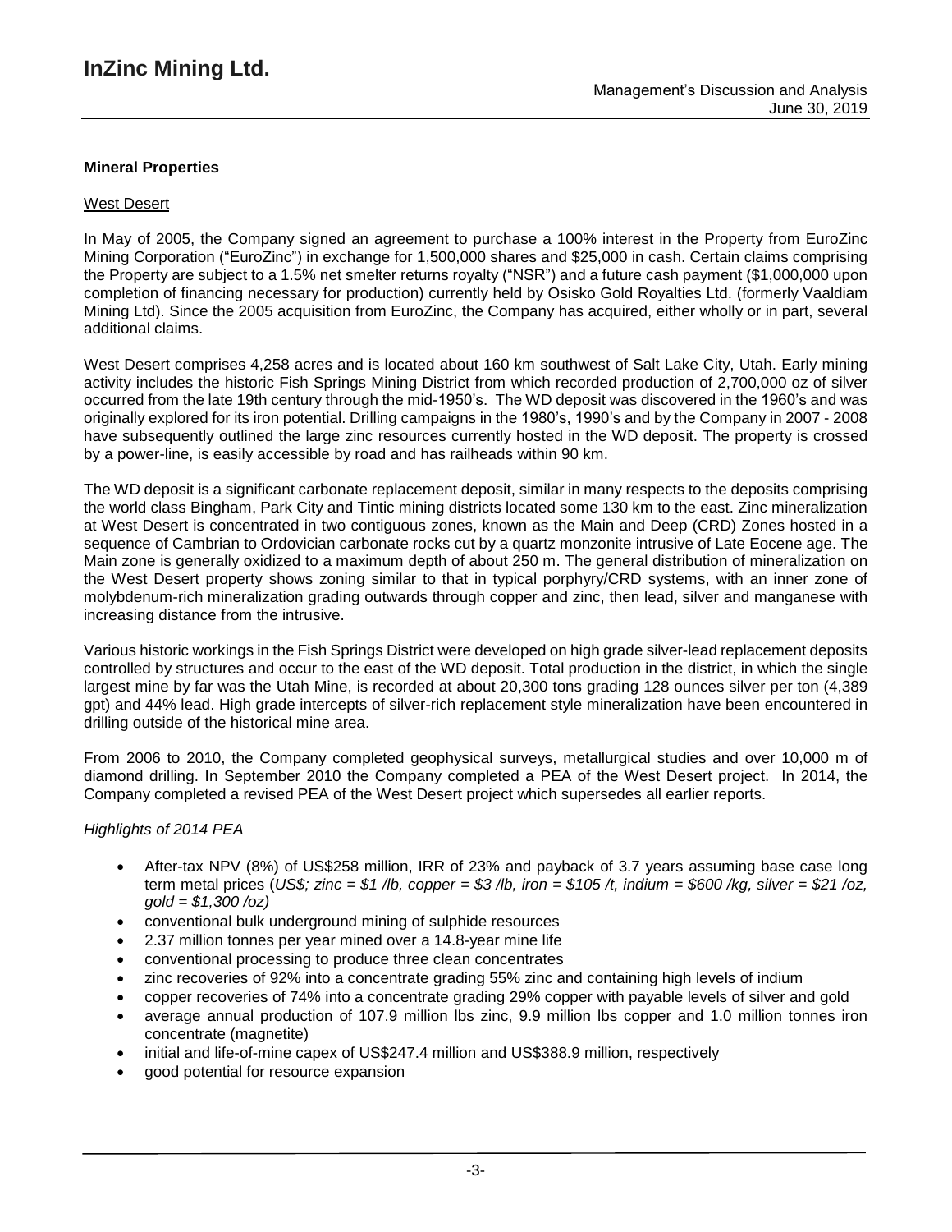## Mineral Properties

### West Desert

In May of 2005, the Company signed an agreement to purchase a 100% interest in the Property from EuroZinc Mining Corporation ("EuroZinc") in exchange for 1,500,000 shares and $25,000 in cash. Certain claims comprising the Property are subject to a 1.5% net smelter returns royalty ("NSR") and a future cash payment ($1,000,000 upon completion of financing necessary for production) currently held by Osisko Gold Royalties Ltd. (formerly Vaaldiam Mining Ltd). Since the 2005 acquisition from EuroZinc, the Company has acquired, either wholly or in part, several additional claims.

West Desert comprises 4,258 acres and is located about 160 km southwest of Salt Lake City, Utah. Early mining activity includes the historic Fish Springs Mining District from which recorded production of 2,700,000 oz of silver occurred from the late 19th century through the mid-1950's. The WD deposit was discovered in the 1960's and was originally explored for its iron potential. Drilling campaigns in the 1980's, 1990's and by the Company in 2007 - 2008 have subsequently outlined the large zinc resources currently hosted in the WD deposit. The property is crossed by a power-line, is easily accessible by road and has railheads within 90 km.

The WD deposit is a significant carbonate replacement deposit, similar in many respects to the deposits comprising the world class Bingham, Park City and Tintic mining districts located some 130 km to the east. Zinc mineralization at West Desert is concentrated in two contiguous zones, known as the Main and Deep (CRD) Zones hosted in a sequence of Cambrian to Ordovician carbonate rocks cut by a quartz monzonite intrusive of Late Eocene age. The Main zone is generally oxidized to a maximum depth of about 250 m. The general distribution of mineralization on the West Desert property shows zoning similar to that in typical porphyry/CRD systems, with an inner zone of molybdenum-rich mineralization grading outwards through copper and zinc, then lead, silver and manganese with increasing distance from the intrusive.

Various historic workings in the Fish Springs District were developed on high grade silver-lead replacement deposits controlled by structures and occur to the east of the WD deposit. Total production in the district, in which the single largest mine by far was the Utah Mine, is recorded at about 20,300 tons grading 128 ounces silver per ton (4,389 gpt) and 44% lead. High grade intercepts of silver-rich replacement style mineralization have been encountered in drilling outside of the historical mine area.

From 2006 to 2010, the Company completed geophysical surveys, metallurgical studies and over 10,000 m of diamond drilling. In September 2010 the Company completed a PEA of the West Desert project. In 2014, the Company completed a revised PEA of the West Desert project which supersedes all earlier reports.

*Highlights of 2014 PEA*

- After-tax NPV (8%) of US$258 million, IRR of 23% and payback of 3.7 years assuming base case long term metal prices (*US$; zinc = $1 /lb, copper = $3 /lb, iron = $105 /t, indium = $600 /kg, silver = $21 /oz, gold = $1,300 /oz)*
- conventional bulk underground mining of sulphide resources
- 2.37 million tonnes per year mined over a 14.8-year mine life
- conventional processing to produce three clean concentrates
- zinc recoveries of 92% into a concentrate grading 55% zinc and containing high levels of indium
- copper recoveries of 74% into a concentrate grading 29% copper with payable levels of silver and gold
- average annual production of 107.9 million lbs zinc, 9.9 million lbs copper and 1.0 million tonnes iron concentrate (magnetite)
- initial and life-of-mine capex of US$247.4 million and US$388.9 million, respectively
- good potential for resource expansion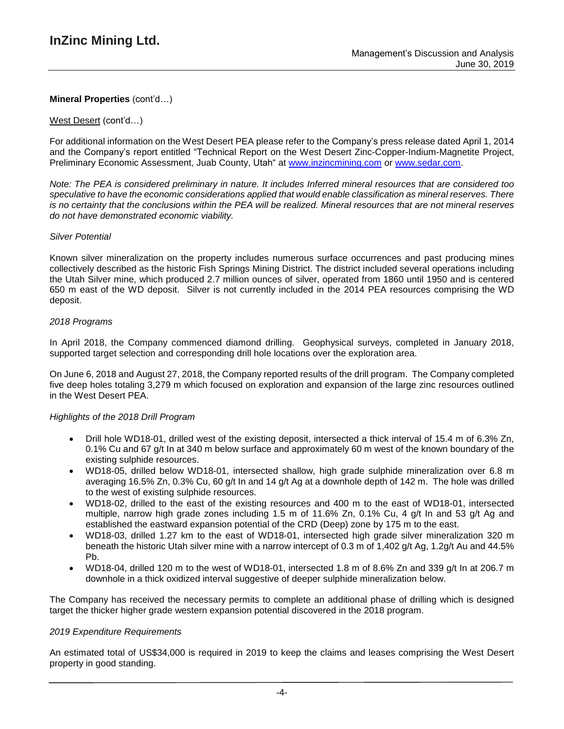**Mineral Properties** (cont'd…)

West Desert (cont'd…)

For additional information on the West Desert PEA please refer to the Company's press release dated April 1, 2014 and the Company's report entitled "Technical Report on the West Desert Zinc-Copper-Indium-Magnetite Project, Preliminary Economic Assessment, Juab County, Utah" at www.inzincmining.com or www.sedar.com.

*Note: The PEA is considered preliminary in nature. It includes Inferred mineral resources that are considered too speculative to have the economic considerations applied that would enable classification as mineral reserves. There is no certainty that the conclusions within the PEA will be realized. Mineral resources that are not mineral reserves do not have demonstrated economic viability.*

*Silver Potential*

Known silver mineralization on the property includes numerous surface occurrences and past producing mines collectively described as the historic Fish Springs Mining District. The district included several operations including the Utah Silver mine, which produced 2.7 million ounces of silver, operated from 1860 until 1950 and is centered 650 m east of the WD deposit. Silver is not currently included in the 2014 PEA resources comprising the WD deposit.

*2018 Programs*

In April 2018, the Company commenced diamond drilling. Geophysical surveys, completed in January 2018, supported target selection and corresponding drill hole locations over the exploration area.

On June 6, 2018 and August 27, 2018, the Company reported results of the drill program. The Company completed five deep holes totaling 3,279 m which focused on exploration and expansion of the large zinc resources outlined in the West Desert PEA.

*Highlights of the 2018 Drill Program*

- Drill hole WD18-01, drilled west of the existing deposit, intersected a thick interval of 15.4 m of 6.3% Zn, 0.1% Cu and 67 g/t In at 340 m below surface and approximately 60 m west of the known boundary of the existing sulphide resources.
- WD18-05, drilled below WD18-01, intersected shallow, high grade sulphide mineralization over 6.8 m averaging 16.5% Zn, 0.3% Cu, 60 g/t In and 14 g/t Ag at a downhole depth of 142 m. The hole was drilled to the west of existing sulphide resources.
- WD18-02, drilled to the east of the existing resources and 400 m to the east of WD18-01, intersected multiple, narrow high grade zones including 1.5 m of 11.6% Zn, 0.1% Cu, 4 g/t In and 53 g/t Ag and established the eastward expansion potential of the CRD (Deep) zone by 175 m to the east.
- WD18-03, drilled 1.27 km to the east of WD18-01, intersected high grade silver mineralization 320 m beneath the historic Utah silver mine with a narrow intercept of 0.3 m of 1,402 g/t Ag, 1.2g/t Au and 44.5% Pb.
- WD18-04, drilled 120 m to the west of WD18-01, intersected 1.8 m of 8.6% Zn and 339 g/t In at 206.7 m downhole in a thick oxidized interval suggestive of deeper sulphide mineralization below.

The Company has received the necessary permits to complete an additional phase of drilling which is designed target the thicker higher grade western expansion potential discovered in the 2018 program.

*2019 Expenditure Requirements*

An estimated total of US$34,000 is required in 2019 to keep the claims and leases comprising the West Desert property in good standing.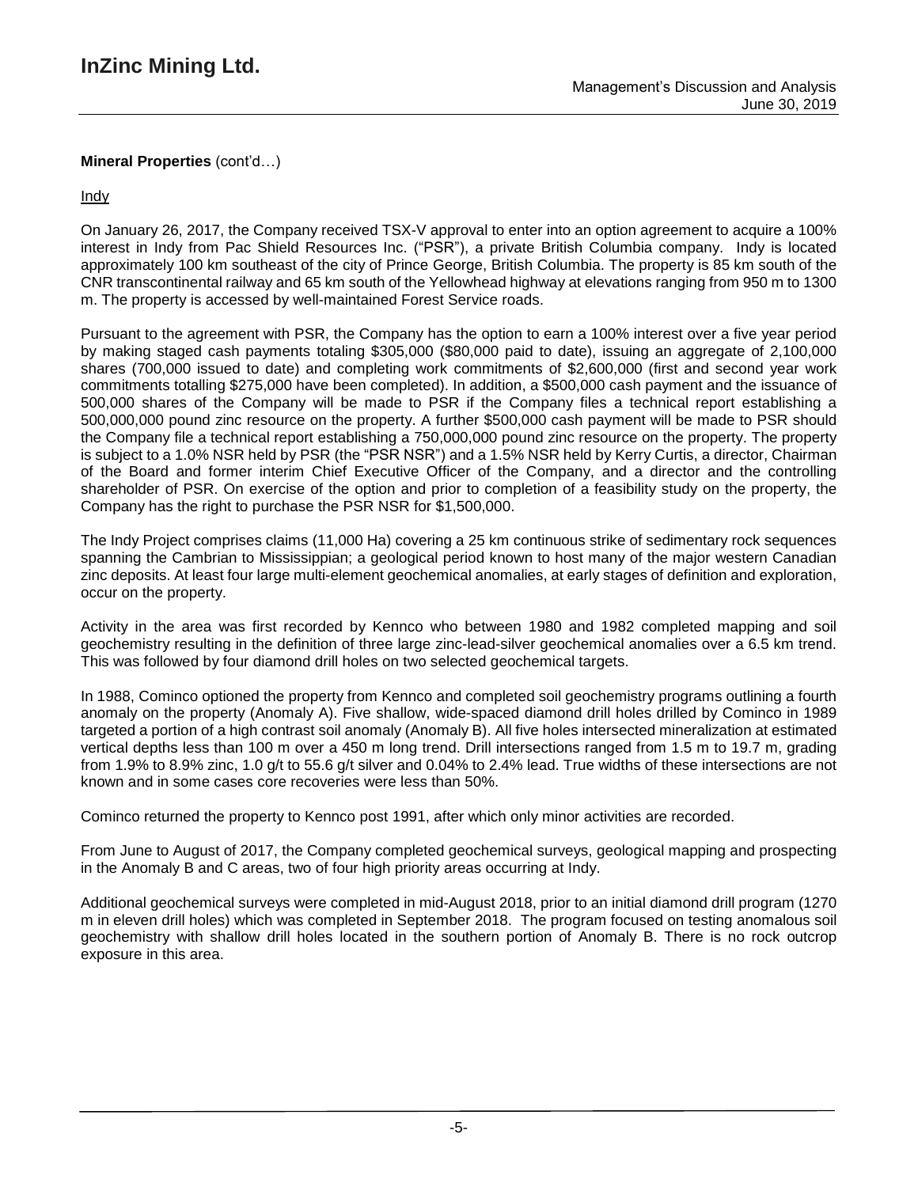**Mineral Properties** (cont'd…)

Indy

On January 26, 2017, the Company received TSX-V approval to enter into an option agreement to acquire a 100% interest in Indy from Pac Shield Resources Inc. ("PSR"), a private British Columbia company. Indy is located approximately 100 km southeast of the city of Prince George, British Columbia. The property is 85 km south of the CNR transcontinental railway and 65 km south of the Yellowhead highway at elevations ranging from 950 m to 1300 m. The property is accessed by well-maintained Forest Service roads.

Pursuant to the agreement with PSR, the Company has the option to earn a 100% interest over a five year period by making staged cash payments totaling $305,000 ($80,000 paid to date), issuing an aggregate of 2,100,000 shares (700,000 issued to date) and completing work commitments of $2,600,000 (first and second year work commitments totalling $275,000 have been completed). In addition, a $500,000 cash payment and the issuance of 500,000 shares of the Company will be made to PSR if the Company files a technical report establishing a 500,000,000 pound zinc resource on the property. A further $500,000 cash payment will be made to PSR should the Company file a technical report establishing a 750,000,000 pound zinc resource on the property. The property is subject to a 1.0% NSR held by PSR (the "PSR NSR") and a 1.5% NSR held by Kerry Curtis, a director, Chairman of the Board and former interim Chief Executive Officer of the Company, and a director and the controlling shareholder of PSR. On exercise of the option and prior to completion of a feasibility study on the property, the Company has the right to purchase the PSR NSR for $1,500,000.

The Indy Project comprises claims (11,000 Ha) covering a 25 km continuous strike of sedimentary rock sequences spanning the Cambrian to Mississippian; a geological period known to host many of the major western Canadian zinc deposits. At least four large multi-element geochemical anomalies, at early stages of definition and exploration, occur on the property.

Activity in the area was first recorded by Kennco who between 1980 and 1982 completed mapping and soil geochemistry resulting in the definition of three large zinc-lead-silver geochemical anomalies over a 6.5 km trend. This was followed by four diamond drill holes on two selected geochemical targets.

In 1988, Cominco optioned the property from Kennco and completed soil geochemistry programs outlining a fourth anomaly on the property (Anomaly A). Five shallow, wide-spaced diamond drill holes drilled by Cominco in 1989 targeted a portion of a high contrast soil anomaly (Anomaly B). All five holes intersected mineralization at estimated vertical depths less than 100 m over a 450 m long trend. Drill intersections ranged from 1.5 m to 19.7 m, grading from 1.9% to 8.9% zinc, 1.0 g/t to 55.6 g/t silver and 0.04% to 2.4% lead. True widths of these intersections are not known and in some cases core recoveries were less than 50%.

Cominco returned the property to Kennco post 1991, after which only minor activities are recorded.

From June to August of 2017, the Company completed geochemical surveys, geological mapping and prospecting in the Anomaly B and C areas, two of four high priority areas occurring at Indy.

Additional geochemical surveys were completed in mid-August 2018, prior to an initial diamond drill program (1270 m in eleven drill holes) which was completed in September 2018. The program focused on testing anomalous soil geochemistry with shallow drill holes located in the southern portion of Anomaly B. There is no rock outcrop exposure in this area.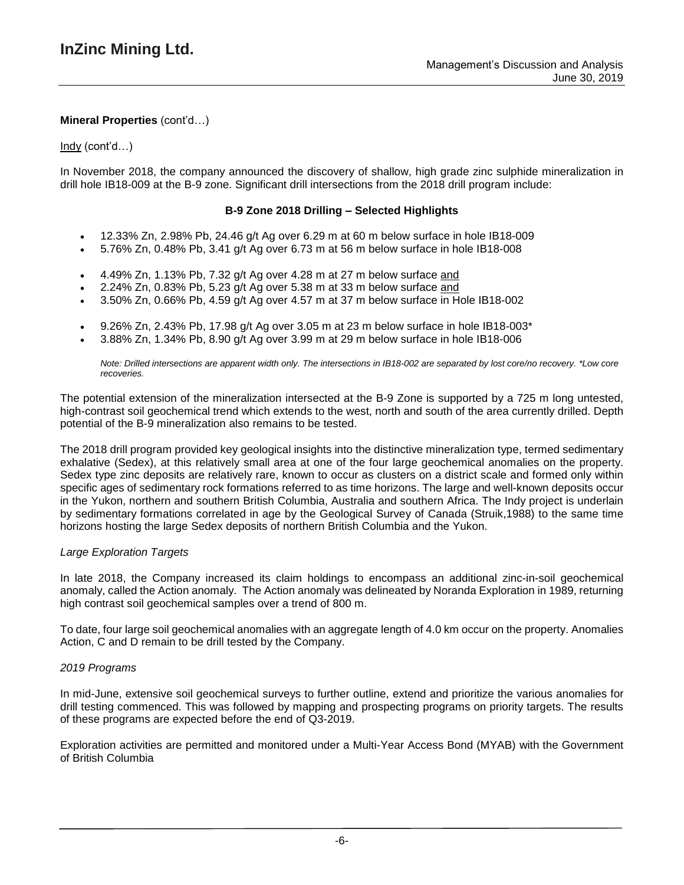**Mineral Properties** (cont'd…)

Indy (cont'd…)

In November 2018, the company announced the discovery of shallow, high grade zinc sulphide mineralization in drill hole IB18-009 at the B-9 zone. Significant drill intersections from the 2018 drill program include:

**B-9 Zone 2018 Drilling – Selected Highlights**

- 12.33% Zn, 2.98% Pb, 24.46 g/t Ag over 6.29 m at 60 m below surface in hole IB18-009
- 5.76% Zn, 0.48% Pb, 3.41 g/t Ag over 6.73 m at 56 m below surface in hole IB18-008

- 4.49% Zn, 1.13% Pb, 7.32 g/t Ag over 4.28 m at 27 m below surface and
- 2.24% Zn, 0.83% Pb, 5.23 g/t Ag over 5.38 m at 33 m below surface and
- 3.50% Zn, 0.66% Pb, 4.59 g/t Ag over 4.57 m at 37 m below surface in Hole IB18-002

- 9.26% Zn, 2.43% Pb, 17.98 g/t Ag over 3.05 m at 23 m below surface in hole IB18-003*
- 3.88% Zn, 1.34% Pb, 8.90 g/t Ag over 3.99 m at 29 m below surface in hole IB18-006

*Note: Drilled intersections are apparent width only. The intersections in IB18-002 are separated by lost core/no recovery. *Low core recoveries.*

The potential extension of the mineralization intersected at the B-9 Zone is supported by a 725 m long untested, high-contrast soil geochemical trend which extends to the west, north and south of the area currently drilled. Depth potential of the B-9 mineralization also remains to be tested.

The 2018 drill program provided key geological insights into the distinctive mineralization type, termed sedimentary exhalative (Sedex), at this relatively small area at one of the four large geochemical anomalies on the property. Sedex type zinc deposits are relatively rare, known to occur as clusters on a district scale and formed only within specific ages of sedimentary rock formations referred to as time horizons. The large and well-known deposits occur in the Yukon, northern and southern British Columbia, Australia and southern Africa. The Indy project is underlain by sedimentary formations correlated in age by the Geological Survey of Canada (Struik,1988) to the same time horizons hosting the large Sedex deposits of northern British Columbia and the Yukon.

*Large Exploration Targets*

In late 2018, the Company increased its claim holdings to encompass an additional zinc-in-soil geochemical anomaly, called the Action anomaly. The Action anomaly was delineated by Noranda Exploration in 1989, returning high contrast soil geochemical samples over a trend of 800 m.

To date, four large soil geochemical anomalies with an aggregate length of 4.0 km occur on the property. Anomalies Action, C and D remain to be drill tested by the Company.

*2019 Programs*

In mid-June, extensive soil geochemical surveys to further outline, extend and prioritize the various anomalies for drill testing commenced. This was followed by mapping and prospecting programs on priority targets. The results of these programs are expected before the end of Q3-2019.

Exploration activities are permitted and monitored under a Multi-Year Access Bond (MYAB) with the Government of British Columbia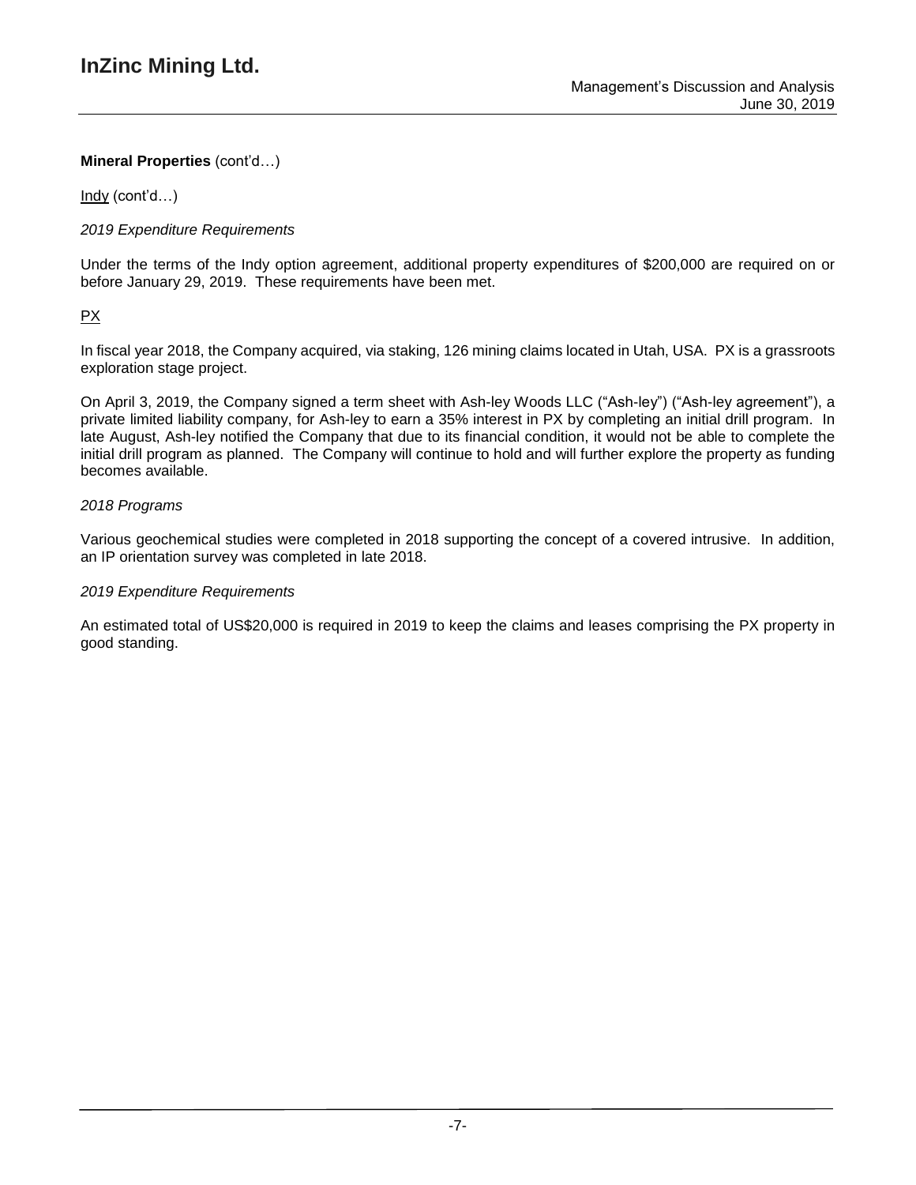**Mineral Properties** (cont'd…)

Indy (cont'd…)

*2019 Expenditure Requirements*

Under the terms of the Indy option agreement, additional property expenditures of $200,000 are required on or before January 29, 2019. These requirements have been met.

PX

In fiscal year 2018, the Company acquired, via staking, 126 mining claims located in Utah, USA. PX is a grassroots exploration stage project.

On April 3, 2019, the Company signed a term sheet with Ash-ley Woods LLC ("Ash-ley") ("Ash-ley agreement"), a private limited liability company, for Ash-ley to earn a 35% interest in PX by completing an initial drill program. In late August, Ash-ley notified the Company that due to its financial condition, it would not be able to complete the initial drill program as planned. The Company will continue to hold and will further explore the property as funding becomes available.

*2018 Programs*

Various geochemical studies were completed in 2018 supporting the concept of a covered intrusive. In addition, an IP orientation survey was completed in late 2018.

*2019 Expenditure Requirements*

An estimated total of US$20,000 is required in 2019 to keep the claims and leases comprising the PX property in good standing.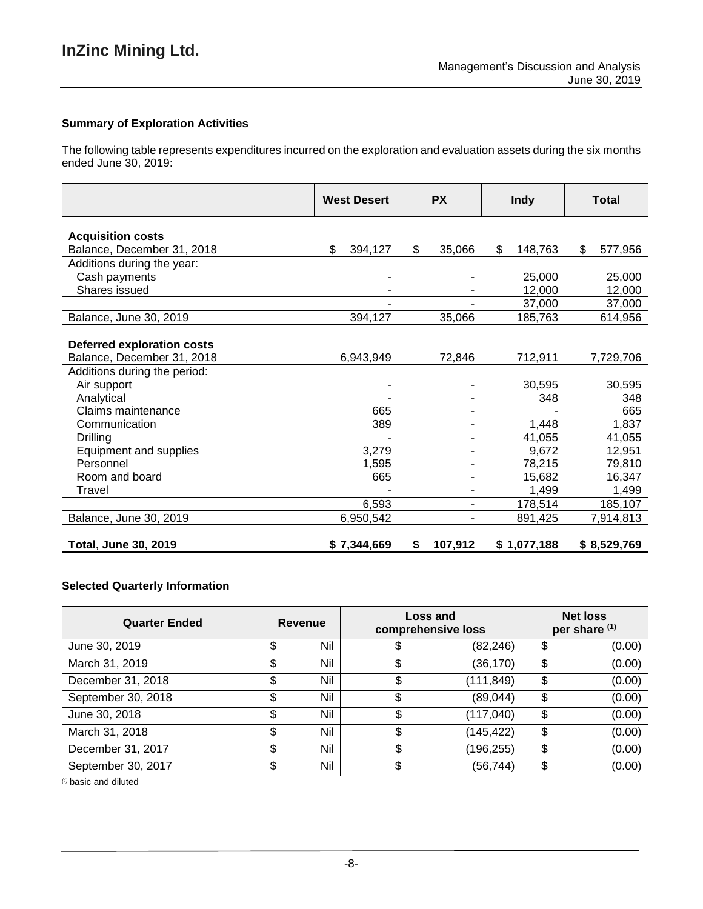### Summary of Exploration Activities

The following table represents expenditures incurred on the exploration and evaluation assets during the six months ended June 30, 2019:

| | West Desert | PX | Indy | Total |
|---|---|---|---|---|
| **Acquisition costs** | | | | |
| Balance, December 31, 2018 | $ 394,127 | $ 35,066 | $ 148,763 | $ 577,956 |
| Additions during the year: | | | | |
| Cash payments | - | - | 25,000 | 25,000 |
| Shares issued | - | - | 12,000 | 12,000 |
| | - | - | 37,000 | 37,000 |
| Balance, June 30, 2019 | 394,127 | 35,066 | 185,763 | 614,956 |
| **Deferred exploration costs** | | | | |
| Balance, December 31, 2018 | 6,943,949 | 72,846 | 712,911 | 7,729,706 |
| Additions during the period: | | | | |
| Air support | - | - | 30,595 | 30,595 |
| Analytical | - | - | 348 | 348 |
| Claims maintenance | 665 | - | - | 665 |
| Communication | 389 | - | 1,448 | 1,837 |
| Drilling | - | - | 41,055 | 41,055 |
| Equipment and supplies | 3,279 | - | 9,672 | 12,951 |
| Personnel | 1,595 | - | 78,215 | 79,810 |
| Room and board | 665 | - | 15,682 | 16,347 |
| Travel | - | - | 1,499 | 1,499 |
| | 6,593 | - | 178,514 | 185,107 |
| Balance, June 30, 2019 | 6,950,542 | - | 891,425 | 7,914,813 |
| **Total, June 30, 2019** | **$ 7,344,669** | **$ 107,912** | **$ 1,077,188** | **$ 8,529,769** |

### Selected Quarterly Information

| Quarter Ended | Revenue | Loss and comprehensive loss | Net loss per share [(1)] |
|---|---|---|---|
| June 30, 2019 | $ Nil | $ (82,246) | $ (0.00) |
| March 31, 2019 | $ Nil | $ (36,170) | $ (0.00) |
| December 31, 2018 | $ Nil | $ (111,849) | $ (0.00) |
| September 30, 2018 | $ Nil | $ (89,044) | $ (0.00) |
| June 30, 2018 | $ Nil | $ (117,040) | $ (0.00) |
| March 31, 2018 | $ Nil | $ (145,422) | $ (0.00) |
| December 31, 2017 | $ Nil | $ (196,255) | $ (0.00) |
| September 30, 2017 | $ Nil | $ (56,744) | $ (0.00) |

*(1) basic and diluted*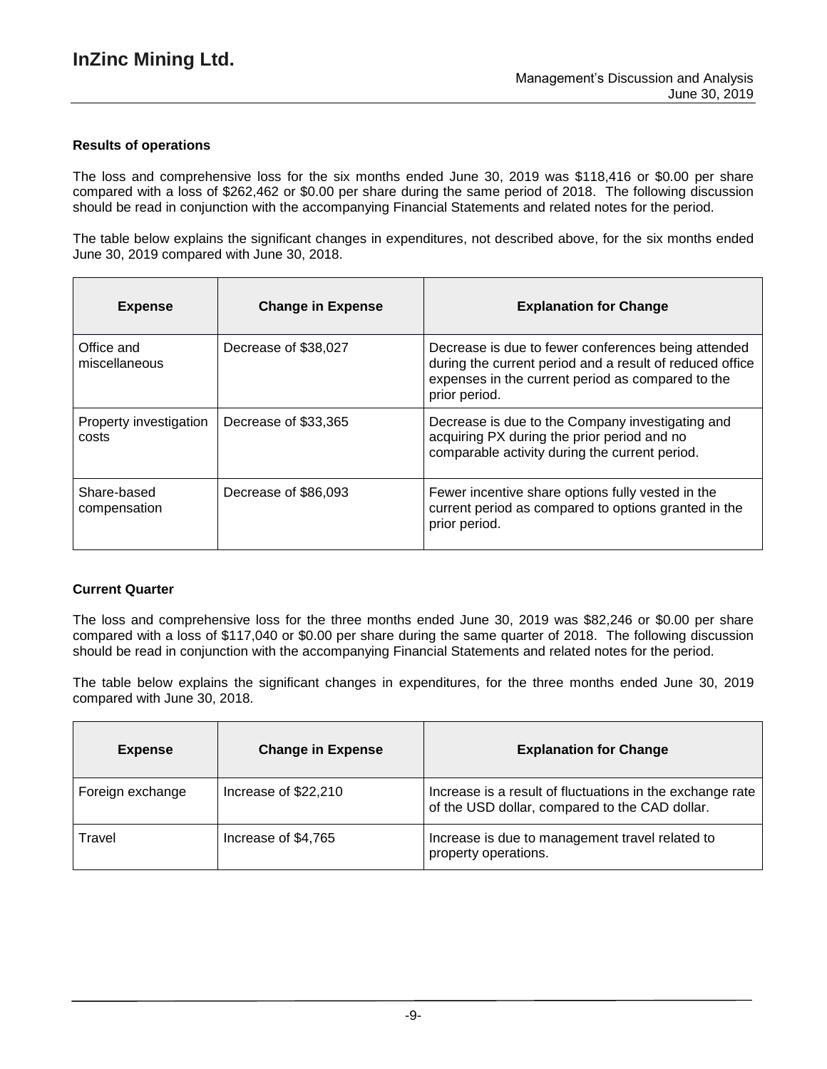### Results of operations

The loss and comprehensive loss for the six months ended June 30, 2019 was $118,416 or $0.00 per share compared with a loss of $262,462 or $0.00 per share during the same period of 2018. The following discussion should be read in conjunction with the accompanying Financial Statements and related notes for the period.

The table below explains the significant changes in expenditures, not described above, for the six months ended June 30, 2019 compared with June 30, 2018.

| Expense | Change in Expense | Explanation for Change |
| --- | --- | --- |
| Office and miscellaneous | Decrease of $38,027 | Decrease is due to fewer conferences being attended during the current period and a result of reduced office expenses in the current period as compared to the prior period. |
| Property investigation costs | Decrease of $33,365 | Decrease is due to the Company investigating and acquiring PX during the prior period and no comparable activity during the current period. |
| Share-based compensation | Decrease of $86,093 | Fewer incentive share options fully vested in the current period as compared to options granted in the prior period. |

### Current Quarter

The loss and comprehensive loss for the three months ended June 30, 2019 was $82,246 or $0.00 per share compared with a loss of $117,040 or $0.00 per share during the same quarter of 2018. The following discussion should be read in conjunction with the accompanying Financial Statements and related notes for the period.

The table below explains the significant changes in expenditures, for the three months ended June 30, 2019 compared with June 30, 2018.

| Expense | Change in Expense | Explanation for Change |
| --- | --- | --- |
| Foreign exchange | Increase of $22,210 | Increase is a result of fluctuations in the exchange rate of the USD dollar, compared to the CAD dollar. |
| Travel | Increase of $4,765 | Increase is due to management travel related to property operations. |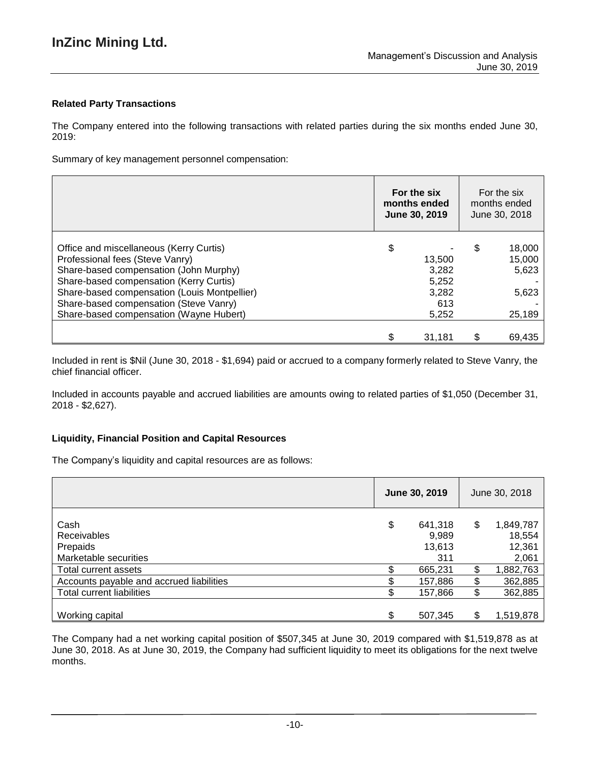### Related Party Transactions

The Company entered into the following transactions with related parties during the six months ended June 30, 2019:

Summary of key management personnel compensation:

| | For the six months ended June 30, 2019 | For the six months ended June 30, 2018 |
|---|---|---|
| Office and miscellaneous (Kerry Curtis) | $ - | $ 18,000 |
| Professional fees (Steve Vanry) | 13,500 | 15,000 |
| Share-based compensation (John Murphy) | 3,282 | 5,623 |
| Share-based compensation (Kerry Curtis) | 5,252 | - |
| Share-based compensation (Louis Montpellier) | 3,282 | 5,623 |
| Share-based compensation (Steve Vanry) | 613 | - |
| Share-based compensation (Wayne Hubert) | 5,252 | 25,189 |
| | $ 31,181 | $ 69,435 |

Included in rent is $Nil (June 30, 2018 - $1,694) paid or accrued to a company formerly related to Steve Vanry, the chief financial officer.

Included in accounts payable and accrued liabilities are amounts owing to related parties of $1,050 (December 31, 2018 - $2,627).

### Liquidity, Financial Position and Capital Resources

The Company's liquidity and capital resources are as follows:

| | June 30, 2019 | June 30, 2018 |
|---|---|---|
| Cash | $ 641,318 | $ 1,849,787 |
| Receivables | 9,989 | 18,554 |
| Prepaids | 13,613 | 12,361 |
| Marketable securities | 311 | 2,061 |
| Total current assets | $ 665,231 | $ 1,882,763 |
| Accounts payable and accrued liabilities | $ 157,886 | $ 362,885 |
| Total current liabilities | $ 157,866 | $ 362,885 |
| Working capital | $ 507,345 | $ 1,519,878 |

The Company had a net working capital position of $507,345 at June 30, 2019 compared with $1,519,878 as at June 30, 2018. As at June 30, 2019, the Company had sufficient liquidity to meet its obligations for the next twelve months.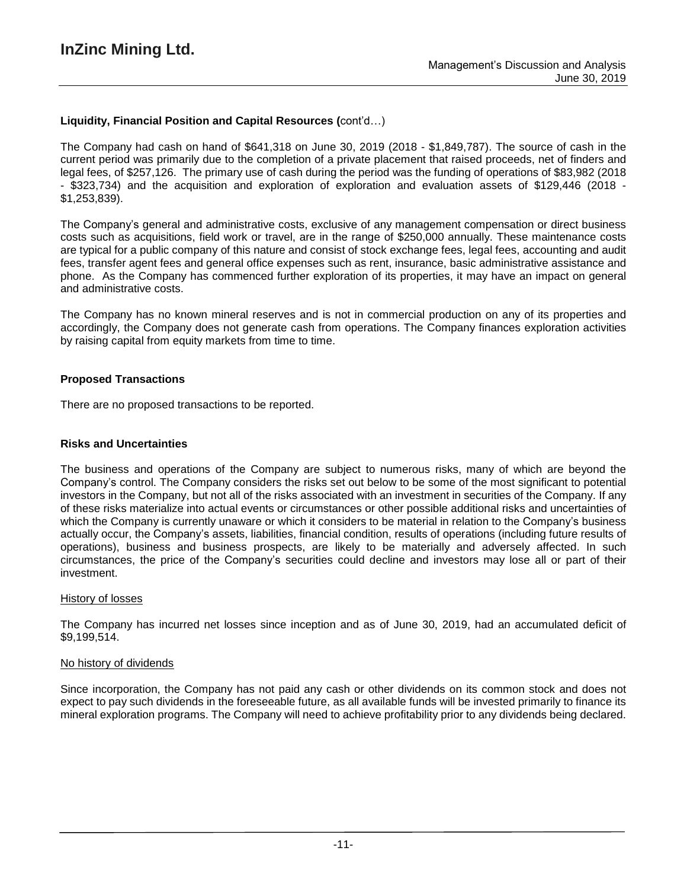## Liquidity, Financial Position and Capital Resources (cont'd…)

The Company had cash on hand of $641,318 on June 30, 2019 (2018 - $1,849,787). The source of cash in the current period was primarily due to the completion of a private placement that raised proceeds, net of finders and legal fees, of $257,126. The primary use of cash during the period was the funding of operations of $83,982 (2018 - $323,734) and the acquisition and exploration of exploration and evaluation assets of $129,446 (2018 - $1,253,839).

The Company's general and administrative costs, exclusive of any management compensation or direct business costs such as acquisitions, field work or travel, are in the range of $250,000 annually. These maintenance costs are typical for a public company of this nature and consist of stock exchange fees, legal fees, accounting and audit fees, transfer agent fees and general office expenses such as rent, insurance, basic administrative assistance and phone. As the Company has commenced further exploration of its properties, it may have an impact on general and administrative costs.

The Company has no known mineral reserves and is not in commercial production on any of its properties and accordingly, the Company does not generate cash from operations. The Company finances exploration activities by raising capital from equity markets from time to time.

## Proposed Transactions

There are no proposed transactions to be reported.

## Risks and Uncertainties

The business and operations of the Company are subject to numerous risks, many of which are beyond the Company's control. The Company considers the risks set out below to be some of the most significant to potential investors in the Company, but not all of the risks associated with an investment in securities of the Company. If any of these risks materialize into actual events or circumstances or other possible additional risks and uncertainties of which the Company is currently unaware or which it considers to be material in relation to the Company's business actually occur, the Company's assets, liabilities, financial condition, results of operations (including future results of operations), business and business prospects, are likely to be materially and adversely affected. In such circumstances, the price of the Company's securities could decline and investors may lose all or part of their investment.

### History of losses

The Company has incurred net losses since inception and as of June 30, 2019, had an accumulated deficit of $9,199,514.

### No history of dividends

Since incorporation, the Company has not paid any cash or other dividends on its common stock and does not expect to pay such dividends in the foreseeable future, as all available funds will be invested primarily to finance its mineral exploration programs. The Company will need to achieve profitability prior to any dividends being declared.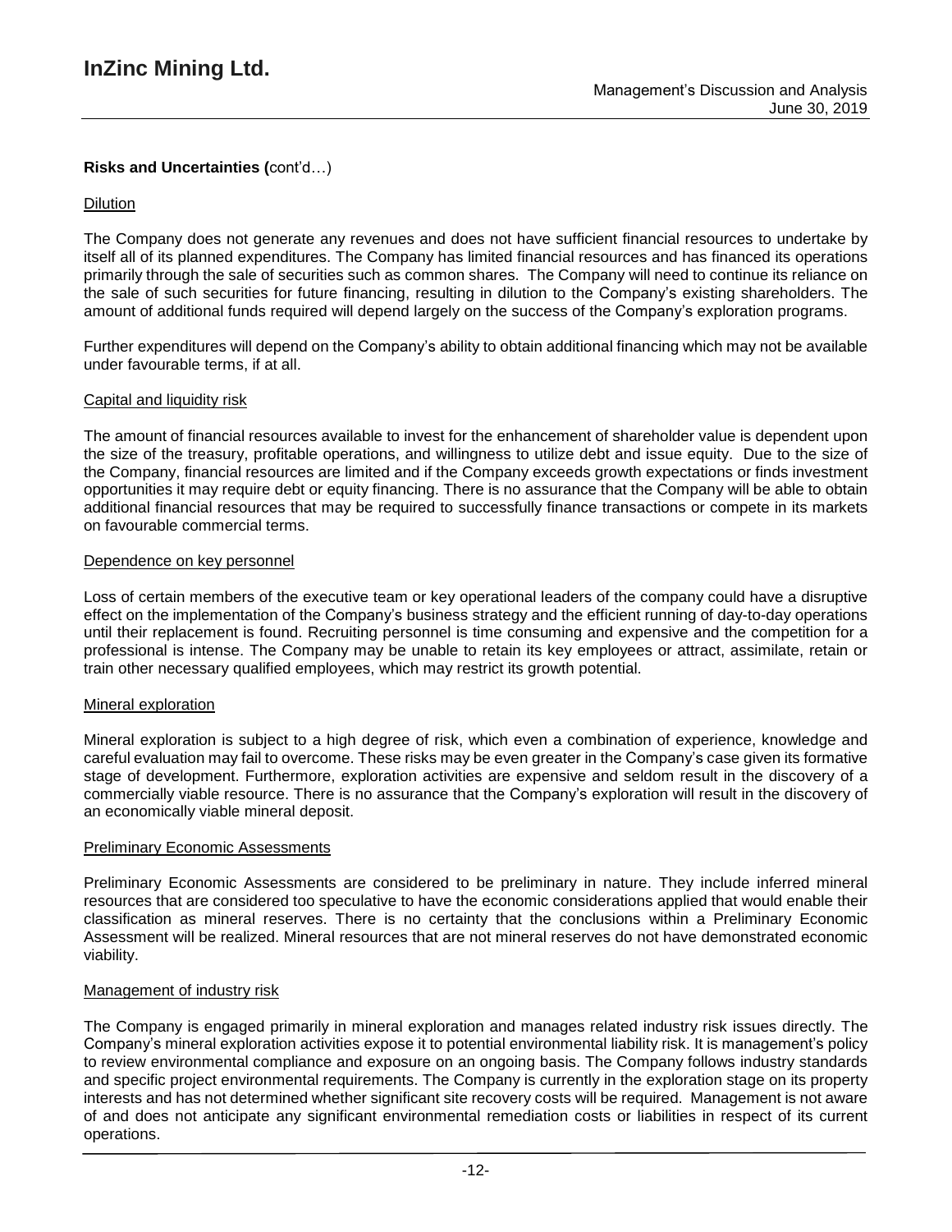**Risks and Uncertainties (**cont'd…)

Dilution

The Company does not generate any revenues and does not have sufficient financial resources to undertake by itself all of its planned expenditures. The Company has limited financial resources and has financed its operations primarily through the sale of securities such as common shares. The Company will need to continue its reliance on the sale of such securities for future financing, resulting in dilution to the Company's existing shareholders. The amount of additional funds required will depend largely on the success of the Company's exploration programs.

Further expenditures will depend on the Company's ability to obtain additional financing which may not be available under favourable terms, if at all.

Capital and liquidity risk

The amount of financial resources available to invest for the enhancement of shareholder value is dependent upon the size of the treasury, profitable operations, and willingness to utilize debt and issue equity. Due to the size of the Company, financial resources are limited and if the Company exceeds growth expectations or finds investment opportunities it may require debt or equity financing. There is no assurance that the Company will be able to obtain additional financial resources that may be required to successfully finance transactions or compete in its markets on favourable commercial terms.

Dependence on key personnel

Loss of certain members of the executive team or key operational leaders of the company could have a disruptive effect on the implementation of the Company's business strategy and the efficient running of day-to-day operations until their replacement is found. Recruiting personnel is time consuming and expensive and the competition for a professional is intense. The Company may be unable to retain its key employees or attract, assimilate, retain or train other necessary qualified employees, which may restrict its growth potential.

Mineral exploration

Mineral exploration is subject to a high degree of risk, which even a combination of experience, knowledge and careful evaluation may fail to overcome. These risks may be even greater in the Company's case given its formative stage of development. Furthermore, exploration activities are expensive and seldom result in the discovery of a commercially viable resource. There is no assurance that the Company's exploration will result in the discovery of an economically viable mineral deposit.

Preliminary Economic Assessments

Preliminary Economic Assessments are considered to be preliminary in nature. They include inferred mineral resources that are considered too speculative to have the economic considerations applied that would enable their classification as mineral reserves. There is no certainty that the conclusions within a Preliminary Economic Assessment will be realized. Mineral resources that are not mineral reserves do not have demonstrated economic viability.

Management of industry risk

The Company is engaged primarily in mineral exploration and manages related industry risk issues directly. The Company's mineral exploration activities expose it to potential environmental liability risk. It is management's policy to review environmental compliance and exposure on an ongoing basis. The Company follows industry standards and specific project environmental requirements. The Company is currently in the exploration stage on its property interests and has not determined whether significant site recovery costs will be required. Management is not aware of and does not anticipate any significant environmental remediation costs or liabilities in respect of its current operations.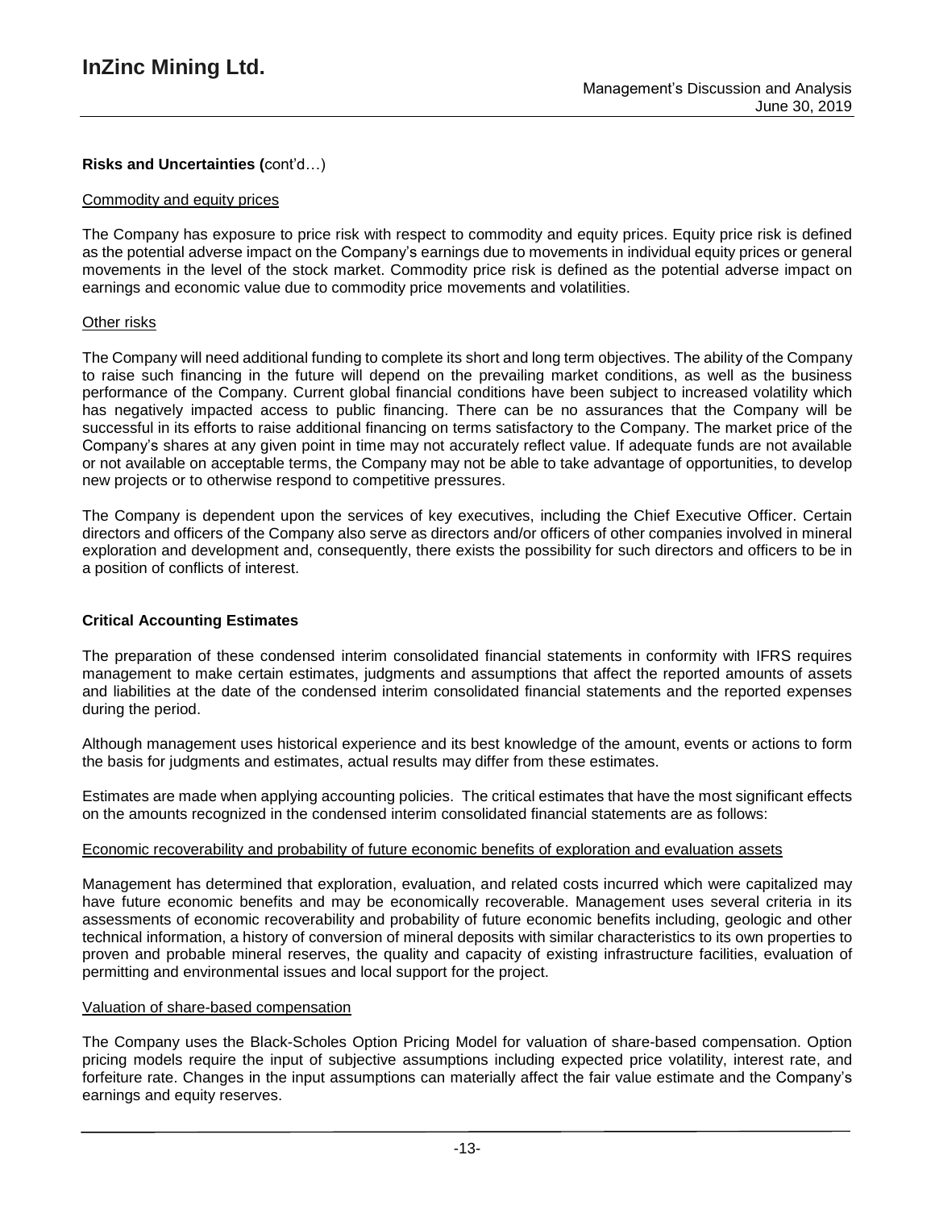**Risks and Uncertainties (**cont'd…)

Commodity and equity prices

The Company has exposure to price risk with respect to commodity and equity prices. Equity price risk is defined as the potential adverse impact on the Company's earnings due to movements in individual equity prices or general movements in the level of the stock market. Commodity price risk is defined as the potential adverse impact on earnings and economic value due to commodity price movements and volatilities.

Other risks

The Company will need additional funding to complete its short and long term objectives. The ability of the Company to raise such financing in the future will depend on the prevailing market conditions, as well as the business performance of the Company. Current global financial conditions have been subject to increased volatility which has negatively impacted access to public financing. There can be no assurances that the Company will be successful in its efforts to raise additional financing on terms satisfactory to the Company. The market price of the Company's shares at any given point in time may not accurately reflect value. If adequate funds are not available or not available on acceptable terms, the Company may not be able to take advantage of opportunities, to develop new projects or to otherwise respond to competitive pressures.

The Company is dependent upon the services of key executives, including the Chief Executive Officer. Certain directors and officers of the Company also serve as directors and/or officers of other companies involved in mineral exploration and development and, consequently, there exists the possibility for such directors and officers to be in a position of conflicts of interest.

**Critical Accounting Estimates**

The preparation of these condensed interim consolidated financial statements in conformity with IFRS requires management to make certain estimates, judgments and assumptions that affect the reported amounts of assets and liabilities at the date of the condensed interim consolidated financial statements and the reported expenses during the period.

Although management uses historical experience and its best knowledge of the amount, events or actions to form the basis for judgments and estimates, actual results may differ from these estimates.

Estimates are made when applying accounting policies. The critical estimates that have the most significant effects on the amounts recognized in the condensed interim consolidated financial statements are as follows:

Economic recoverability and probability of future economic benefits of exploration and evaluation assets

Management has determined that exploration, evaluation, and related costs incurred which were capitalized may have future economic benefits and may be economically recoverable. Management uses several criteria in its assessments of economic recoverability and probability of future economic benefits including, geologic and other technical information, a history of conversion of mineral deposits with similar characteristics to its own properties to proven and probable mineral reserves, the quality and capacity of existing infrastructure facilities, evaluation of permitting and environmental issues and local support for the project.

Valuation of share-based compensation

The Company uses the Black-Scholes Option Pricing Model for valuation of share-based compensation. Option pricing models require the input of subjective assumptions including expected price volatility, interest rate, and forfeiture rate. Changes in the input assumptions can materially affect the fair value estimate and the Company's earnings and equity reserves.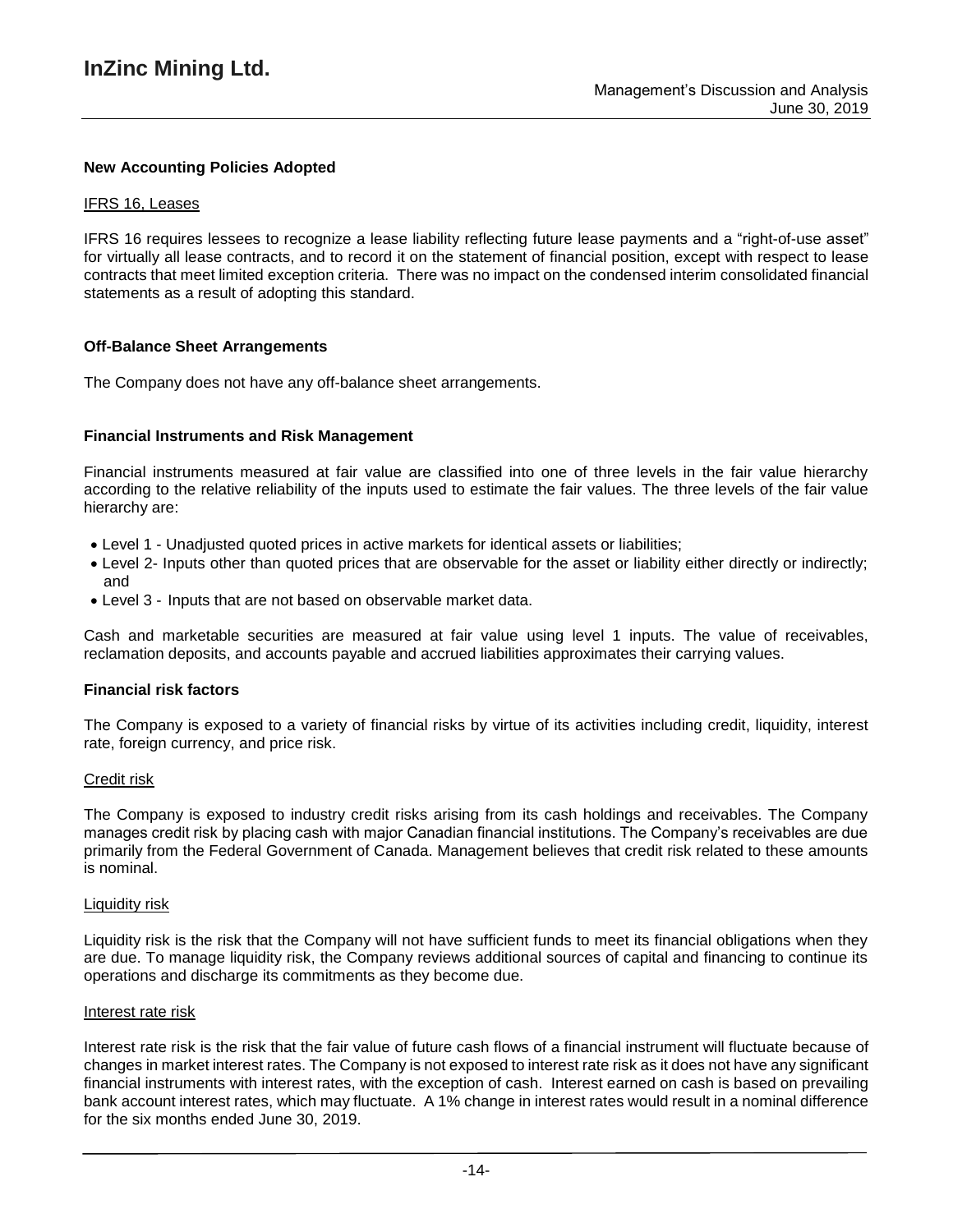### New Accounting Policies Adopted

IFRS 16, Leases

IFRS 16 requires lessees to recognize a lease liability reflecting future lease payments and a "right-of-use asset" for virtually all lease contracts, and to record it on the statement of financial position, except with respect to lease contracts that meet limited exception criteria. There was no impact on the condensed interim consolidated financial statements as a result of adopting this standard.

### Off-Balance Sheet Arrangements

The Company does not have any off-balance sheet arrangements.

### Financial Instruments and Risk Management

Financial instruments measured at fair value are classified into one of three levels in the fair value hierarchy according to the relative reliability of the inputs used to estimate the fair values. The three levels of the fair value hierarchy are:

- Level 1 - Unadjusted quoted prices in active markets for identical assets or liabilities;
- Level 2- Inputs other than quoted prices that are observable for the asset or liability either directly or indirectly; and
- Level 3 - Inputs that are not based on observable market data.

Cash and marketable securities are measured at fair value using level 1 inputs. The value of receivables, reclamation deposits, and accounts payable and accrued liabilities approximates their carrying values.

### Financial risk factors

The Company is exposed to a variety of financial risks by virtue of its activities including credit, liquidity, interest rate, foreign currency, and price risk.

Credit risk

The Company is exposed to industry credit risks arising from its cash holdings and receivables. The Company manages credit risk by placing cash with major Canadian financial institutions. The Company's receivables are due primarily from the Federal Government of Canada. Management believes that credit risk related to these amounts is nominal.

Liquidity risk

Liquidity risk is the risk that the Company will not have sufficient funds to meet its financial obligations when they are due. To manage liquidity risk, the Company reviews additional sources of capital and financing to continue its operations and discharge its commitments as they become due.

Interest rate risk

Interest rate risk is the risk that the fair value of future cash flows of a financial instrument will fluctuate because of changes in market interest rates. The Company is not exposed to interest rate risk as it does not have any significant financial instruments with interest rates, with the exception of cash. Interest earned on cash is based on prevailing bank account interest rates, which may fluctuate. A 1% change in interest rates would result in a nominal difference for the six months ended June 30, 2019.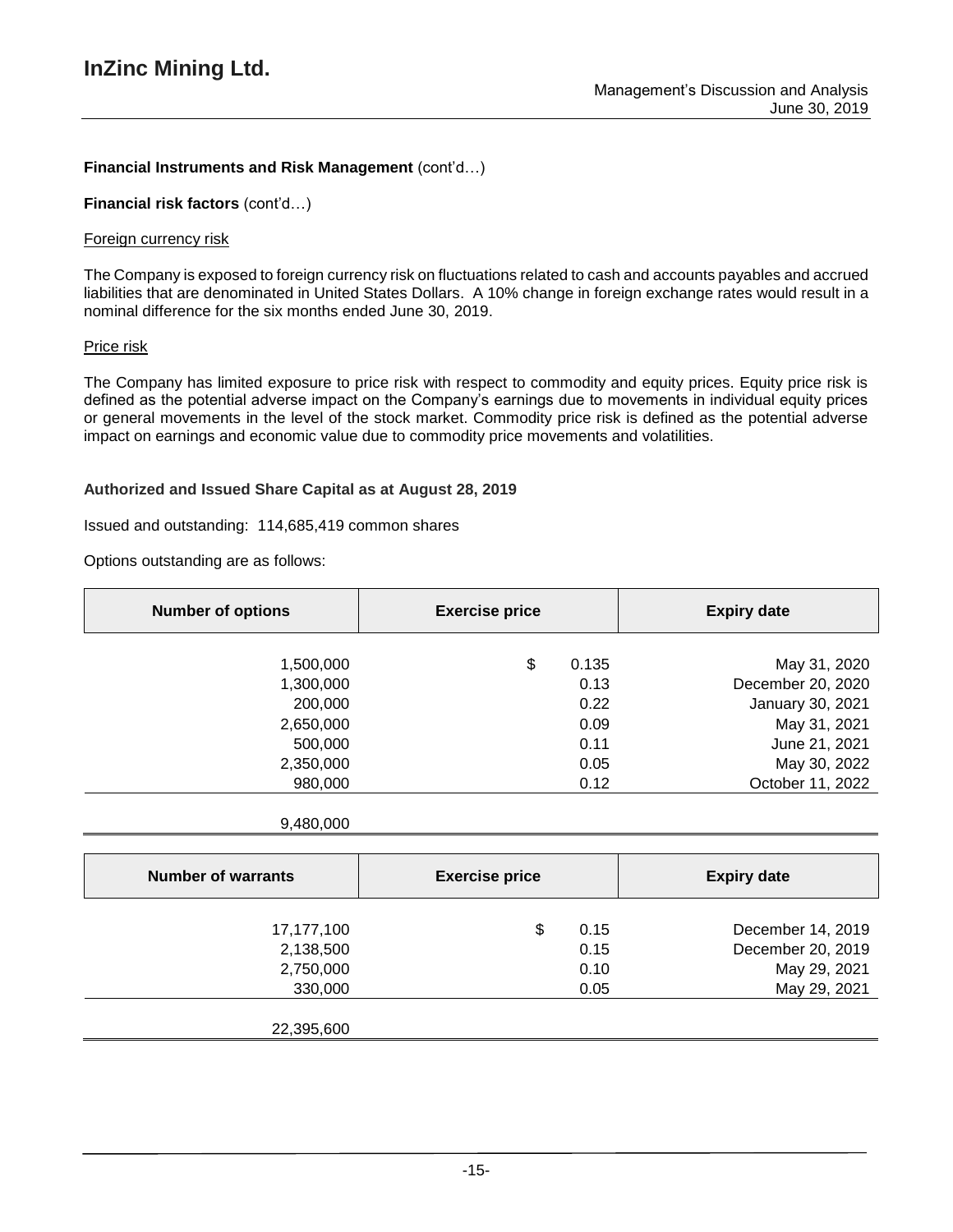**Financial Instruments and Risk Management** (cont'd…)

**Financial risk factors** (cont'd…)

Foreign currency risk

The Company is exposed to foreign currency risk on fluctuations related to cash and accounts payables and accrued liabilities that are denominated in United States Dollars. A 10% change in foreign exchange rates would result in a nominal difference for the six months ended June 30, 2019.

Price risk

The Company has limited exposure to price risk with respect to commodity and equity prices. Equity price risk is defined as the potential adverse impact on the Company's earnings due to movements in individual equity prices or general movements in the level of the stock market. Commodity price risk is defined as the potential adverse impact on earnings and economic value due to commodity price movements and volatilities.

**Authorized and Issued Share Capital as at August 28, 2019**

Issued and outstanding: 114,685,419 common shares

Options outstanding are as follows:

| Number of options | Exercise price | Expiry date |
|---:|---:|---:|
| 1,500,000 | $ 0.135 | May 31, 2020 |
| 1,300,000 | 0.13 | December 20, 2020 |
| 200,000 | 0.22 | January 30, 2021 |
| 2,650,000 | 0.09 | May 31, 2021 |
| 500,000 | 0.11 | June 21, 2021 |
| 2,350,000 | 0.05 | May 30, 2022 |
| 980,000 | 0.12 | October 11, 2022 |
| 9,480,000 | | |

| Number of warrants | Exercise price | Expiry date |
|---:|---:|---:|
| 17,177,100 | $ 0.15 | December 14, 2019 |
| 2,138,500 | 0.15 | December 20, 2019 |
| 2,750,000 | 0.10 | May 29, 2021 |
| 330,000 | 0.05 | May 29, 2021 |
| 22,395,600 | | |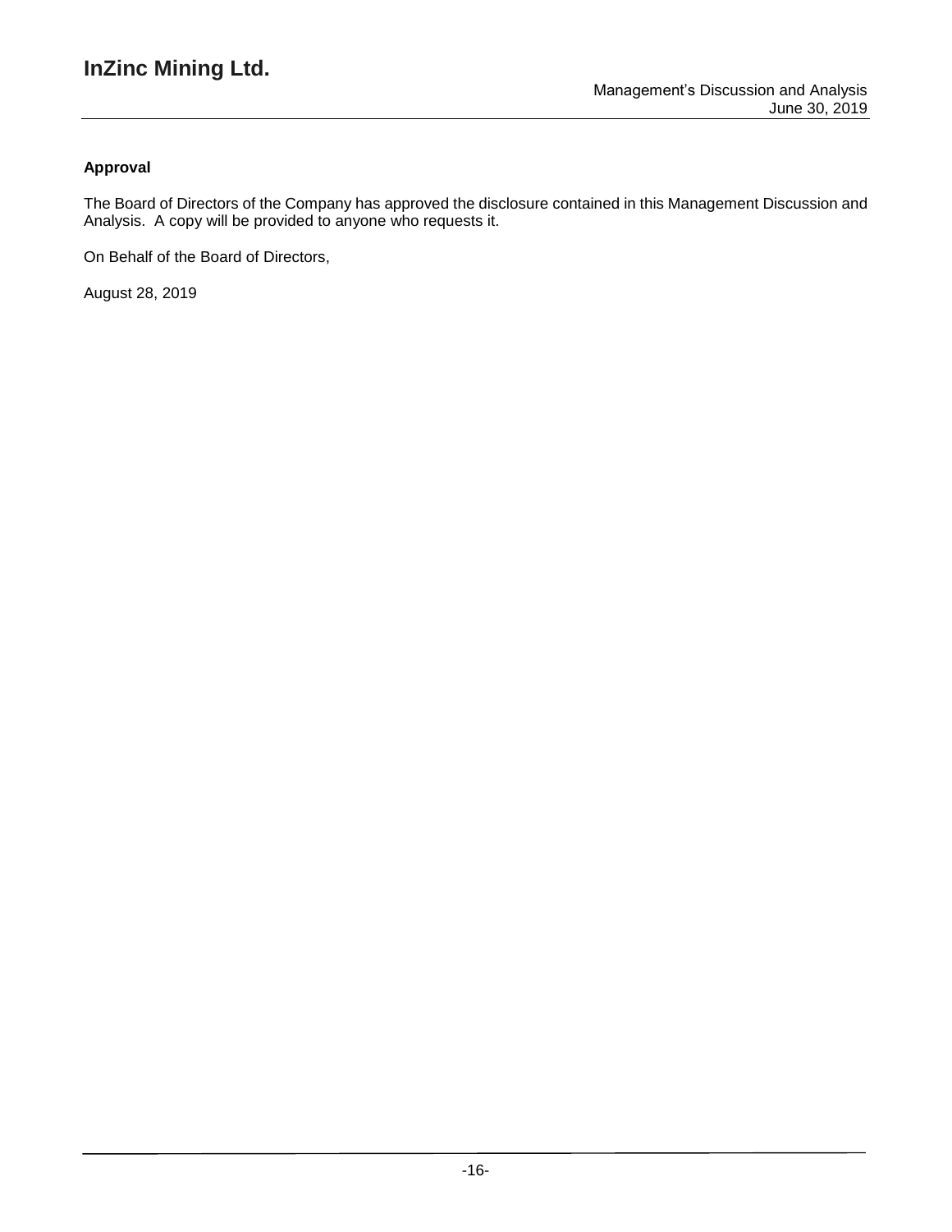### Approval

The Board of Directors of the Company has approved the disclosure contained in this Management Discussion and Analysis. A copy will be provided to anyone who requests it.

On Behalf of the Board of Directors,

August 28, 2019